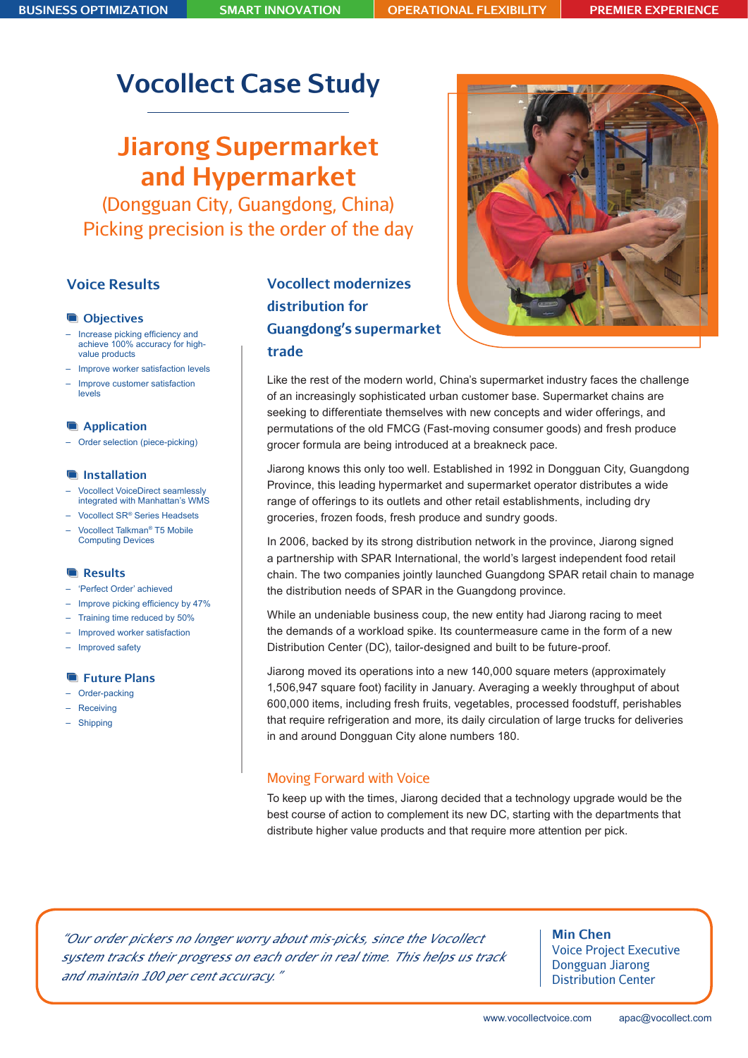BUSINESS OPTIMIZATION | SMART INNOVATION | OPERATIONAL FLEXIBILITY | PREMIER EXPERIENCE

# Vocollect Case Study

## Jiarong Supermarket and Hypermarket

(Dongguan City, Guangdong, China)

Picking precision is the order of the day

## Voice Results

### Objectives

- Increase picking efficiency and achieve 100% accuracy for high-value products
- Improve worker satisfaction levels
- Improve customer satisfaction levels

### Application

- Order selection (piece-picking)

### Installation

- Vocollect VoiceDirect seamlessly integrated with Manhattan's WMS
- Vocollect SR® Series Headsets
- Vocollect Talkman® T5 Mobile Computing Devices

### Results

- 'Perfect Order' achieved
- Improve picking efficiency by 47%
- Training time reduced by 50%
- Improved worker satisfaction
- Improved safety

### Future Plans

- Order-packing
- Receiving
- Shipping

## Vocollect modernizes distribution for Guangdong's supermarket trade

Like the rest of the modern world, China's supermarket industry faces the challenge of an increasingly sophisticated urban customer base. Supermarket chains are seeking to differentiate themselves with new concepts and wider offerings, and permutations of the old FMCG (Fast-moving consumer goods) and fresh produce grocer formula are being introduced at a breakneck pace.

Jiarong knows this only too well. Established in 1992 in Dongguan City, Guangdong Province, this leading hypermarket and supermarket operator distributes a wide range of offerings to its outlets and other retail establishments, including dry groceries, frozen foods, fresh produce and sundry goods.

In 2006, backed by its strong distribution network in the province, Jiarong signed a partnership with SPAR International, the world's largest independent food retail chain. The two companies jointly launched Guangdong SPAR retail chain to manage the distribution needs of SPAR in the Guangdong province.

While an undeniable business coup, the new entity had Jiarong racing to meet the demands of a workload spike. Its countermeasure came in the form of a new Distribution Center (DC), tailor-designed and built to be future-proof.

Jiarong moved its operations into a new 140,000 square meters (approximately 1,506,947 square foot) facility in January. Averaging a weekly throughput of about 600,000 items, including fresh fruits, vegetables, processed foodstuff, perishables that require refrigeration and more, its daily circulation of large trucks for deliveries in and around Dongguan City alone numbers 180.

### Moving Forward with Voice

To keep up with the times, Jiarong decided that a technology upgrade would be the best course of action to complement its new DC, starting with the departments that distribute higher value products and that require more attention per pick.

> *"Our order pickers no longer worry about mis-picks, since the Vocollect system tracks their progress on each order in real time. This helps us track and maintain 100 per cent accuracy."*
>
> **Min Chen**
> Voice Project Executive
> Dongguan Jiarong Distribution Center

www.vocollectvoice.com apac@vocollect.com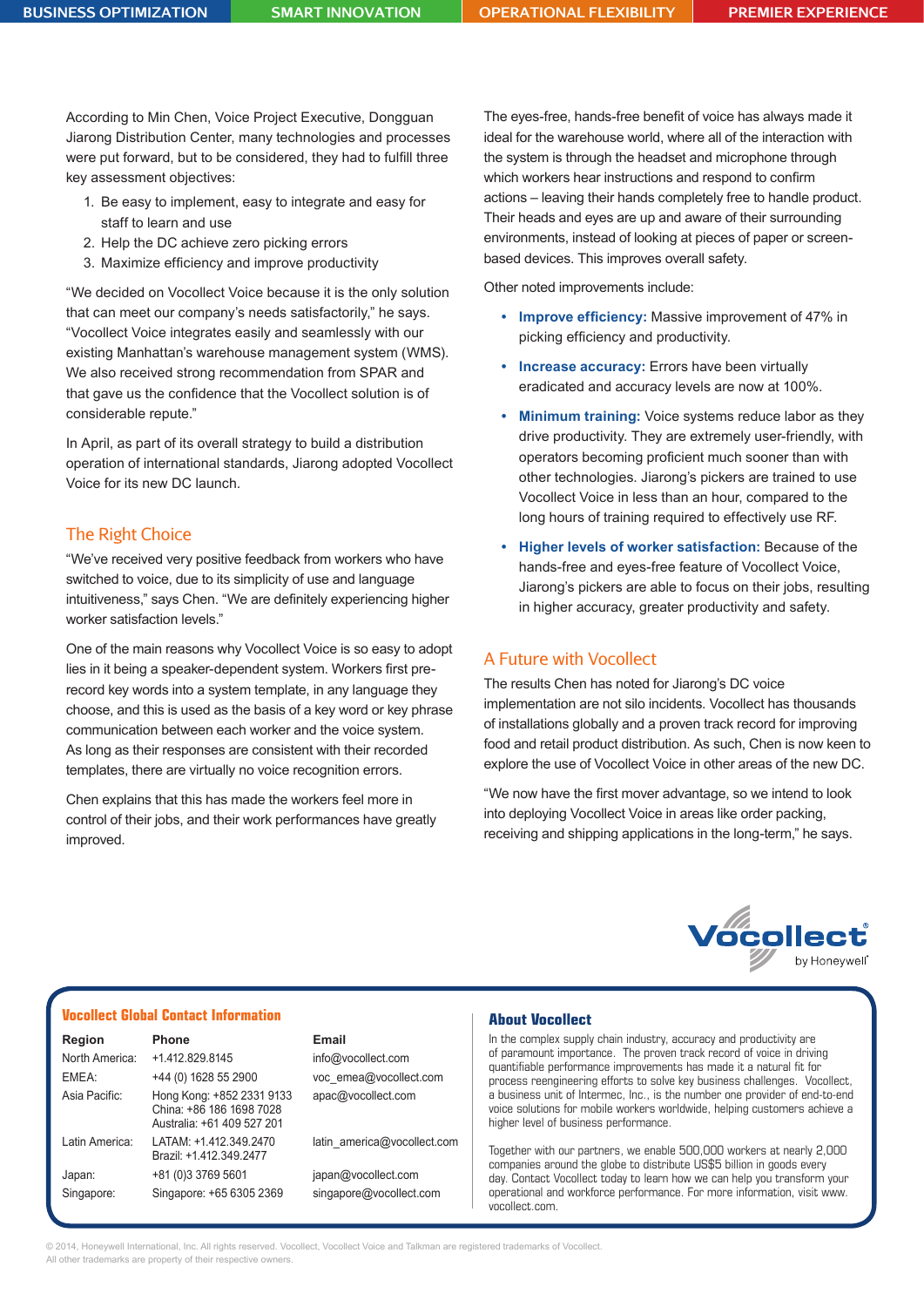According to Min Chen, Voice Project Executive, Dongguan Jiarong Distribution Center, many technologies and processes were put forward, but to be considered, they had to fulfill three key assessment objectives:

1. Be easy to implement, easy to integrate and easy for staff to learn and use
2. Help the DC achieve zero picking errors
3. Maximize efficiency and improve productivity

"We decided on Vocollect Voice because it is the only solution that can meet our company's needs satisfactorily," he says. "Vocollect Voice integrates easily and seamlessly with our existing Manhattan's warehouse management system (WMS). We also received strong recommendation from SPAR and that gave us the confidence that the Vocollect solution is of considerable repute."

In April, as part of its overall strategy to build a distribution operation of international standards, Jiarong adopted Vocollect Voice for its new DC launch.

## The Right Choice

"We've received very positive feedback from workers who have switched to voice, due to its simplicity of use and language intuitiveness," says Chen. "We are definitely experiencing higher worker satisfaction levels."

One of the main reasons why Vocollect Voice is so easy to adopt lies in it being a speaker-dependent system. Workers first pre-record key words into a system template, in any language they choose, and this is used as the basis of a key word or key phrase communication between each worker and the voice system. As long as their responses are consistent with their recorded templates, there are virtually no voice recognition errors.

Chen explains that this has made the workers feel more in control of their jobs, and their work performances have greatly improved.

The eyes-free, hands-free benefit of voice has always made it ideal for the warehouse world, where all of the interaction with the system is through the headset and microphone through which workers hear instructions and respond to confirm actions – leaving their hands completely free to handle product. Their heads and eyes are up and aware of their surrounding environments, instead of looking at pieces of paper or screen-based devices. This improves overall safety.

Other noted improvements include:

- **Improve efficiency:** Massive improvement of 47% in picking efficiency and productivity.
- **Increase accuracy:** Errors have been virtually eradicated and accuracy levels are now at 100%.
- **Minimum training:** Voice systems reduce labor as they drive productivity. They are extremely user-friendly, with operators becoming proficient much sooner than with other technologies. Jiarong's pickers are trained to use Vocollect Voice in less than an hour, compared to the long hours of training required to effectively use RF.
- **Higher levels of worker satisfaction:** Because of the hands-free and eyes-free feature of Vocollect Voice, Jiarong's pickers are able to focus on their jobs, resulting in higher accuracy, greater productivity and safety.

## A Future with Vocollect

The results Chen has noted for Jiarong's DC voice implementation are not silo incidents. Vocollect has thousands of installations globally and a proven track record for improving food and retail product distribution. As such, Chen is now keen to explore the use of Vocollect Voice in other areas of the new DC.

"We now have the first mover advantage, so we intend to look into deploying Vocollect Voice in areas like order packing, receiving and shipping applications in the long-term," he says.

Vocollect® by Honeywell®

### Vocollect Global Contact Information

| Region | Phone | Email |
|---|---|---|
| North America: | +1.412.829.8145 | info@vocollect.com |
| EMEA: | +44 (0) 1628 55 2900 | voc_emea@vocollect.com |
| Asia Pacific: | Hong Kong: +852 2331 9133<br>China: +86 186 1698 7028<br>Australia: +61 409 527 201 | apac@vocollect.com |
| Latin America: | LATAM: +1.412.349.2470<br>Brazil: +1.412.349.2477 | latin_america@vocollect.com |
| Japan: | +81 (0)3 3769 5601 | japan@vocollect.com |
| Singapore: | Singapore: +65 6305 2369 | singapore@vocollect.com |

### About Vocollect

In the complex supply chain industry, accuracy and productivity are of paramount importance. The proven track record of voice in driving quantifiable performance improvements has made it a natural fit for process reengineering efforts to solve key business challenges. Vocollect, a business unit of Intermec, Inc., is the number one provider of end-to-end voice solutions for mobile workers worldwide, helping customers achieve a higher level of business performance.

Together with our partners, we enable 500,000 workers at nearly 2,000 companies around the globe to distribute US$5 billion in goods every day. Contact Vocollect today to learn how we can help you transform your operational and workforce performance. For more information, visit www.vocollect.com.

© 2014, Honeywell International, Inc. All rights reserved. Vocollect, Vocollect Voice and Talkman are registered trademarks of Vocollect. All other trademarks are property of their respective owners.